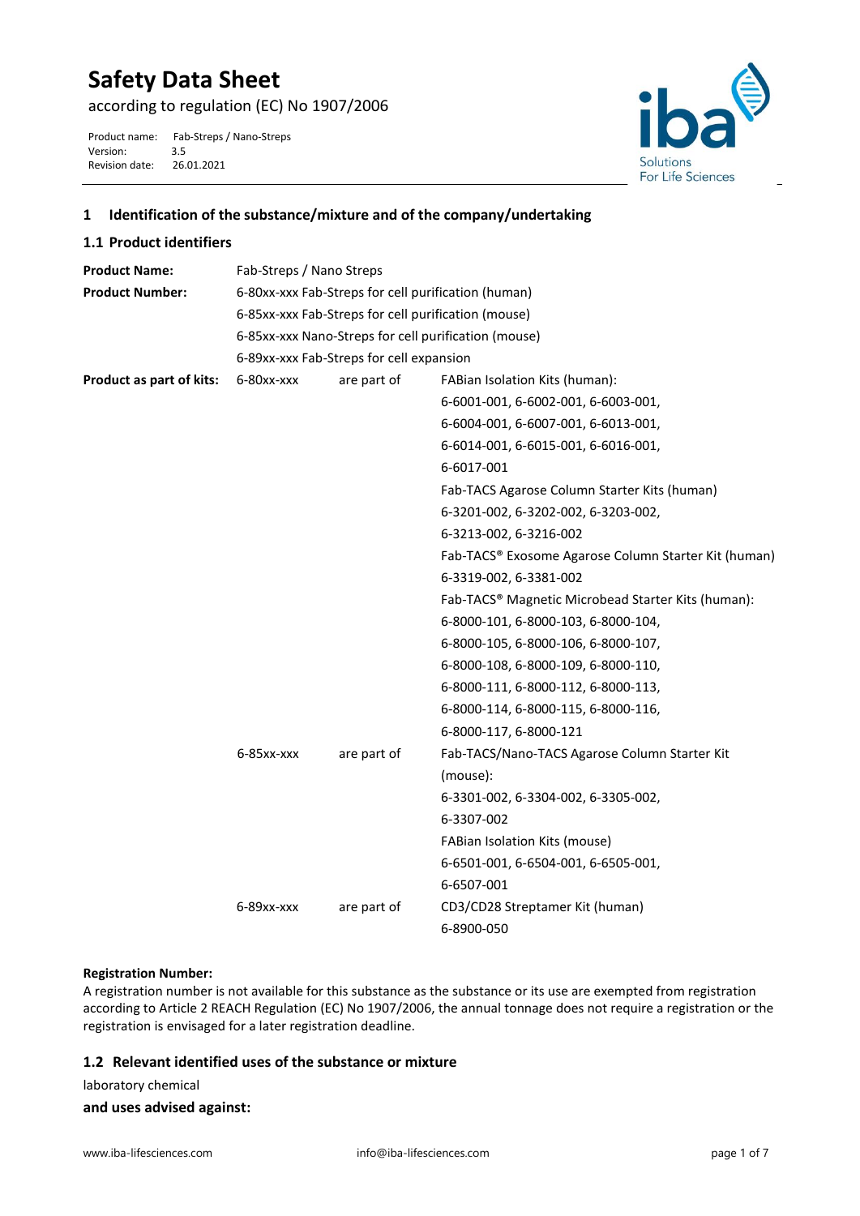# Safety Data Sheet

according to regulation (EC) No 1907/2006

Product name: Fab-Streps / Nano-Streps
Version: 3.5
Revision date: 26.01.2021

## 1 Identification of the substance/mixture and of the company/undertaking

### 1.1 Product identifiers

**Product Name:** Fab-Streps / Nano Streps

**Product Number:**
6-80xx-xxx Fab-Streps for cell purification (human)
6-85xx-xxx Fab-Streps for cell purification (mouse)
6-85xx-xxx Nano-Streps for cell purification (mouse)
6-89xx-xxx Fab-Streps for cell expansion

**Product as part of kits:**

| | | |
|---|---|---|
| 6-80xx-xxx | are part of | FABian Isolation Kits (human): 6-6001-001, 6-6002-001, 6-6003-001, 6-6004-001, 6-6007-001, 6-6013-001, 6-6014-001, 6-6015-001, 6-6016-001, 6-6017-001 |
| | | Fab-TACS Agarose Column Starter Kits (human) 6-3201-002, 6-3202-002, 6-3203-002, 6-3213-002, 6-3216-002 |
| | | Fab-TACS® Exosome Agarose Column Starter Kit (human) 6-3319-002, 6-3381-002 |
| | | Fab-TACS® Magnetic Microbead Starter Kits (human): 6-8000-101, 6-8000-103, 6-8000-104, 6-8000-105, 6-8000-106, 6-8000-107, 6-8000-108, 6-8000-109, 6-8000-110, 6-8000-111, 6-8000-112, 6-8000-113, 6-8000-114, 6-8000-115, 6-8000-116, 6-8000-117, 6-8000-121 |
| 6-85xx-xxx | are part of | Fab-TACS/Nano-TACS Agarose Column Starter Kit (mouse): 6-3301-002, 6-3304-002, 6-3305-002, 6-3307-002 |
| | | FABian Isolation Kits (mouse) 6-6501-001, 6-6504-001, 6-6505-001, 6-6507-001 |
| 6-89xx-xxx | are part of | CD3/CD28 Streptamer Kit (human) 6-8900-050 |

**Registration Number:**
A registration number is not available for this substance as the substance or its use are exempted from registration according to Article 2 REACH Regulation (EC) No 1907/2006, the annual tonnage does not require a registration or the registration is envisaged for a later registration deadline.

### 1.2 Relevant identified uses of the substance or mixture

laboratory chemical

**and uses advised against:**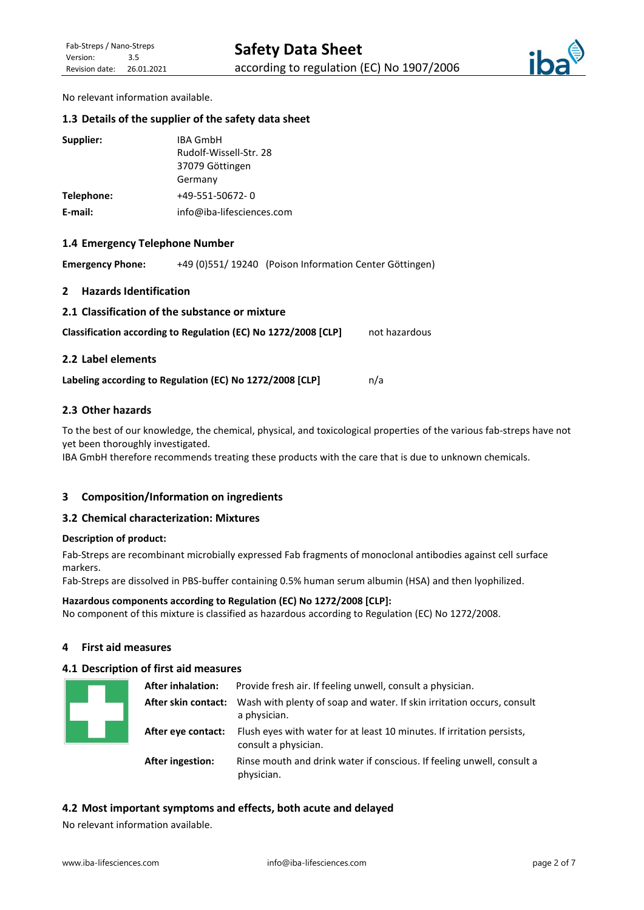No relevant information available.

### 1.3 Details of the supplier of the safety data sheet

| | |
|---|---|
| **Supplier:** | IBA GmbH<br>Rudolf-Wissell-Str. 28<br>37079 Göttingen<br>Germany |
| **Telephone:** | +49-551-50672- 0 |
| **E-mail:** | info@iba-lifesciences.com |

### 1.4 Emergency Telephone Number

**Emergency Phone:** +49 (0)551/ 19240 (Poison Information Center Göttingen)

## 2 Hazards Identification

### 2.1 Classification of the substance or mixture

**Classification according to Regulation (EC) No 1272/2008 [CLP]** not hazardous

### 2.2 Label elements

**Labeling according to Regulation (EC) No 1272/2008 [CLP]** n/a

### 2.3 Other hazards

To the best of our knowledge, the chemical, physical, and toxicological properties of the various fab-streps have not yet been thoroughly investigated.
IBA GmbH therefore recommends treating these products with the care that is due to unknown chemicals.

## 3 Composition/Information on ingredients

### 3.2 Chemical characterization: Mixtures

**Description of product:**

Fab-Streps are recombinant microbially expressed Fab fragments of monoclonal antibodies against cell surface markers.
Fab-Streps are dissolved in PBS-buffer containing 0.5% human serum albumin (HSA) and then lyophilized.

**Hazardous components according to Regulation (EC) No 1272/2008 [CLP]:**
No component of this mixture is classified as hazardous according to Regulation (EC) No 1272/2008.

## 4 First aid measures

### 4.1 Description of first aid measures

| | |
|---|---|
| **After inhalation:** | Provide fresh air. If feeling unwell, consult a physician. |
| **After skin contact:** | Wash with plenty of soap and water. If skin irritation occurs, consult a physician. |
| **After eye contact:** | Flush eyes with water for at least 10 minutes. If irritation persists, consult a physician. |
| **After ingestion:** | Rinse mouth and drink water if conscious. If feeling unwell, consult a physician. |

### 4.2 Most important symptoms and effects, both acute and delayed

No relevant information available.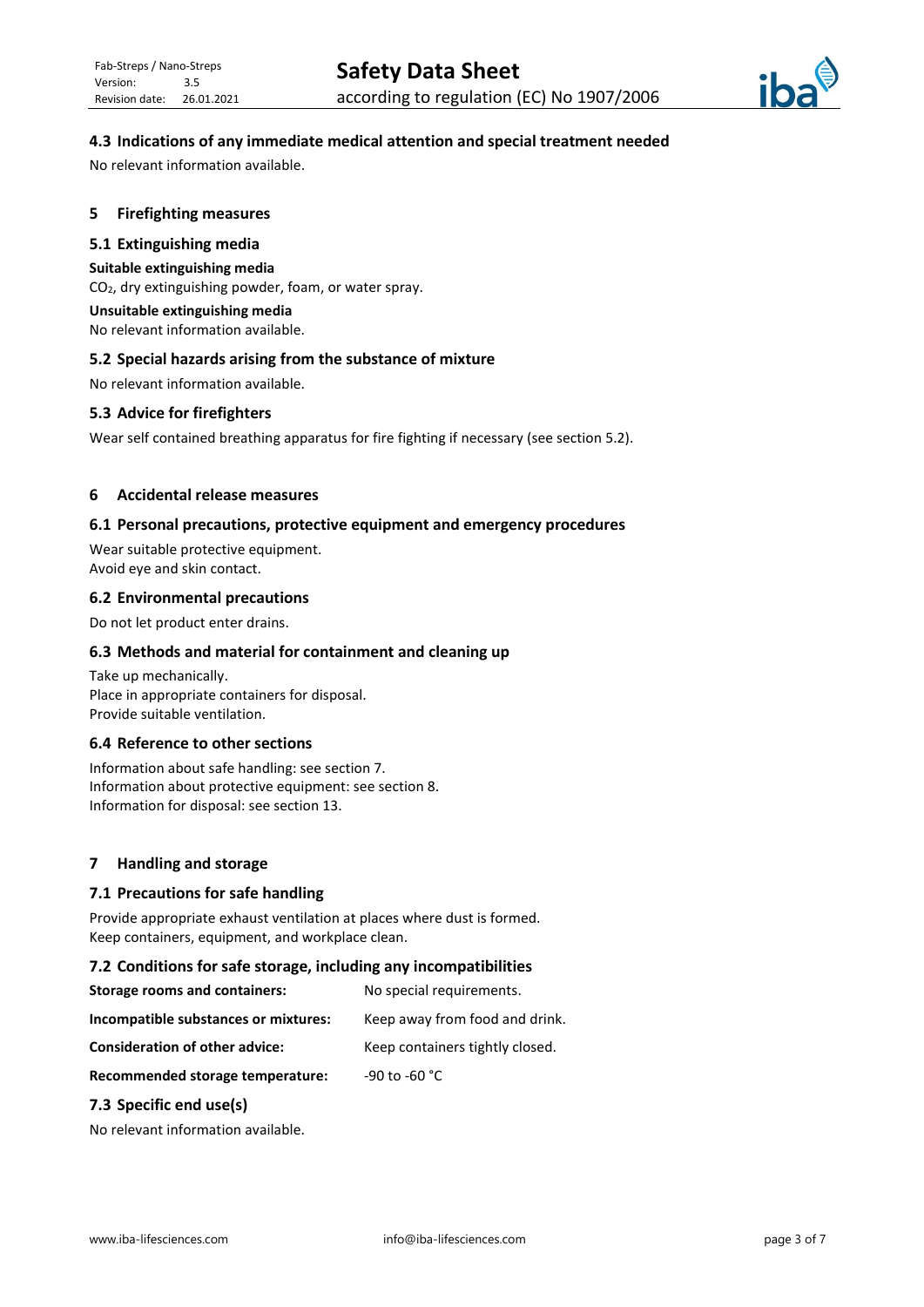### 4.3 Indications of any immediate medical attention and special treatment needed

No relevant information available.

## 5 Firefighting measures

### 5.1 Extinguishing media

**Suitable extinguishing media**

$CO_2$, dry extinguishing powder, foam, or water spray.

**Unsuitable extinguishing media**

No relevant information available.

### 5.2 Special hazards arising from the substance of mixture

No relevant information available.

### 5.3 Advice for firefighters

Wear self contained breathing apparatus for fire fighting if necessary (see section 5.2).

## 6 Accidental release measures

### 6.1 Personal precautions, protective equipment and emergency procedures

Wear suitable protective equipment.
Avoid eye and skin contact.

### 6.2 Environmental precautions

Do not let product enter drains.

### 6.3 Methods and material for containment and cleaning up

Take up mechanically.
Place in appropriate containers for disposal.
Provide suitable ventilation.

### 6.4 Reference to other sections

Information about safe handling: see section 7.
Information about protective equipment: see section 8.
Information for disposal: see section 13.

## 7 Handling and storage

### 7.1 Precautions for safe handling

Provide appropriate exhaust ventilation at places where dust is formed.
Keep containers, equipment, and workplace clean.

### 7.2 Conditions for safe storage, including any incompatibilities

| | |
|---|---|
| **Storage rooms and containers:** | No special requirements. |
| **Incompatible substances or mixtures:** | Keep away from food and drink. |
| **Consideration of other advice:** | Keep containers tightly closed. |
| **Recommended storage temperature:** | -90 to -60 °C |

### 7.3 Specific end use(s)

No relevant information available.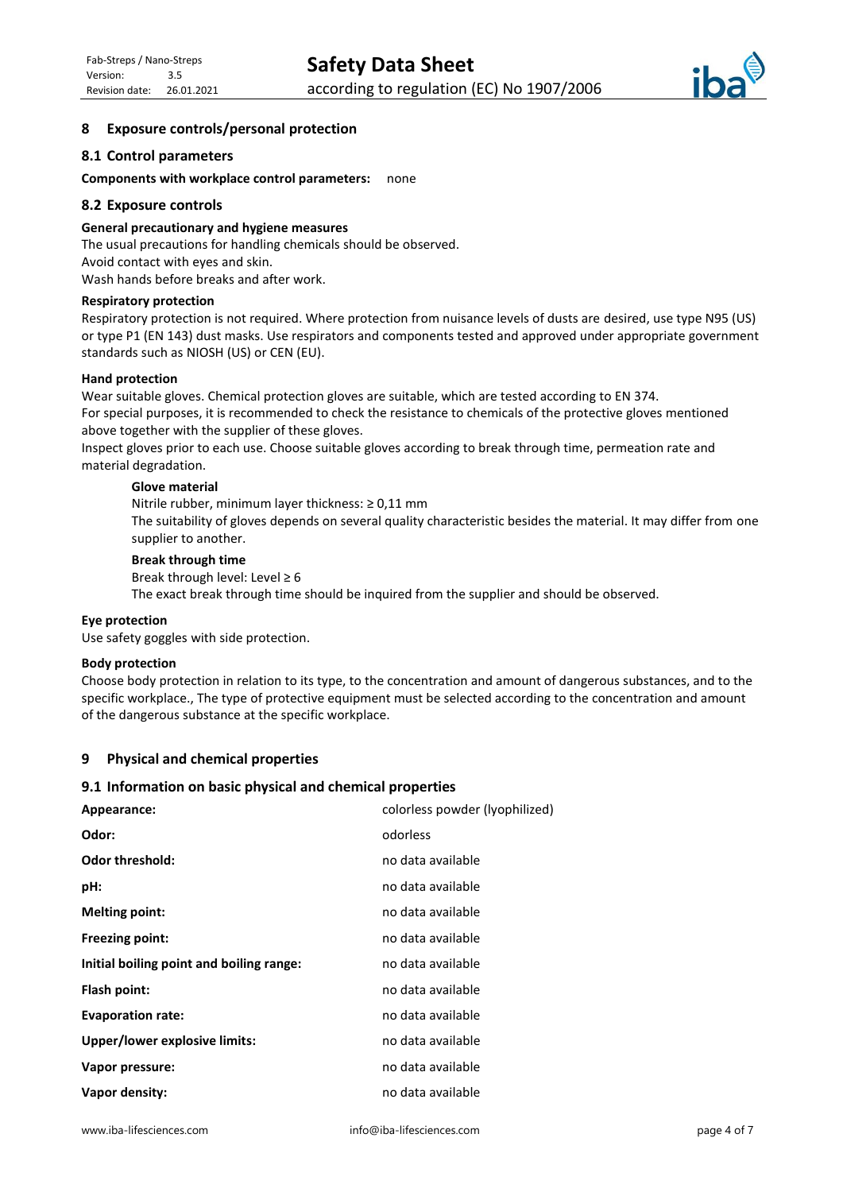## 8 Exposure controls/personal protection

### 8.1 Control parameters

**Components with workplace control parameters:** none

### 8.2 Exposure controls

**General precautionary and hygiene measures**

The usual precautions for handling chemicals should be observed.
Avoid contact with eyes and skin.
Wash hands before breaks and after work.

**Respiratory protection**

Respiratory protection is not required. Where protection from nuisance levels of dusts are desired, use type N95 (US) or type P1 (EN 143) dust masks. Use respirators and components tested and approved under appropriate government standards such as NIOSH (US) or CEN (EU).

**Hand protection**

Wear suitable gloves. Chemical protection gloves are suitable, which are tested according to EN 374.
For special purposes, it is recommended to check the resistance to chemicals of the protective gloves mentioned above together with the supplier of these gloves.
Inspect gloves prior to each use. Choose suitable gloves according to break through time, permeation rate and material degradation.

**Glove material**

Nitrile rubber, minimum layer thickness: ≥ 0,11 mm
The suitability of gloves depends on several quality characteristic besides the material. It may differ from one supplier to another.

**Break through time**

Break through level: Level ≥ 6
The exact break through time should be inquired from the supplier and should be observed.

**Eye protection**

Use safety goggles with side protection.

**Body protection**

Choose body protection in relation to its type, to the concentration and amount of dangerous substances, and to the specific workplace., The type of protective equipment must be selected according to the concentration and amount of the dangerous substance at the specific workplace.

## 9 Physical and chemical properties

### 9.1 Information on basic physical and chemical properties

| | |
|---|---|
| **Appearance:** | colorless powder (lyophilized) |
| **Odor:** | odorless |
| **Odor threshold:** | no data available |
| **pH:** | no data available |
| **Melting point:** | no data available |
| **Freezing point:** | no data available |
| **Initial boiling point and boiling range:** | no data available |
| **Flash point:** | no data available |
| **Evaporation rate:** | no data available |
| **Upper/lower explosive limits:** | no data available |
| **Vapor pressure:** | no data available |
| **Vapor density:** | no data available |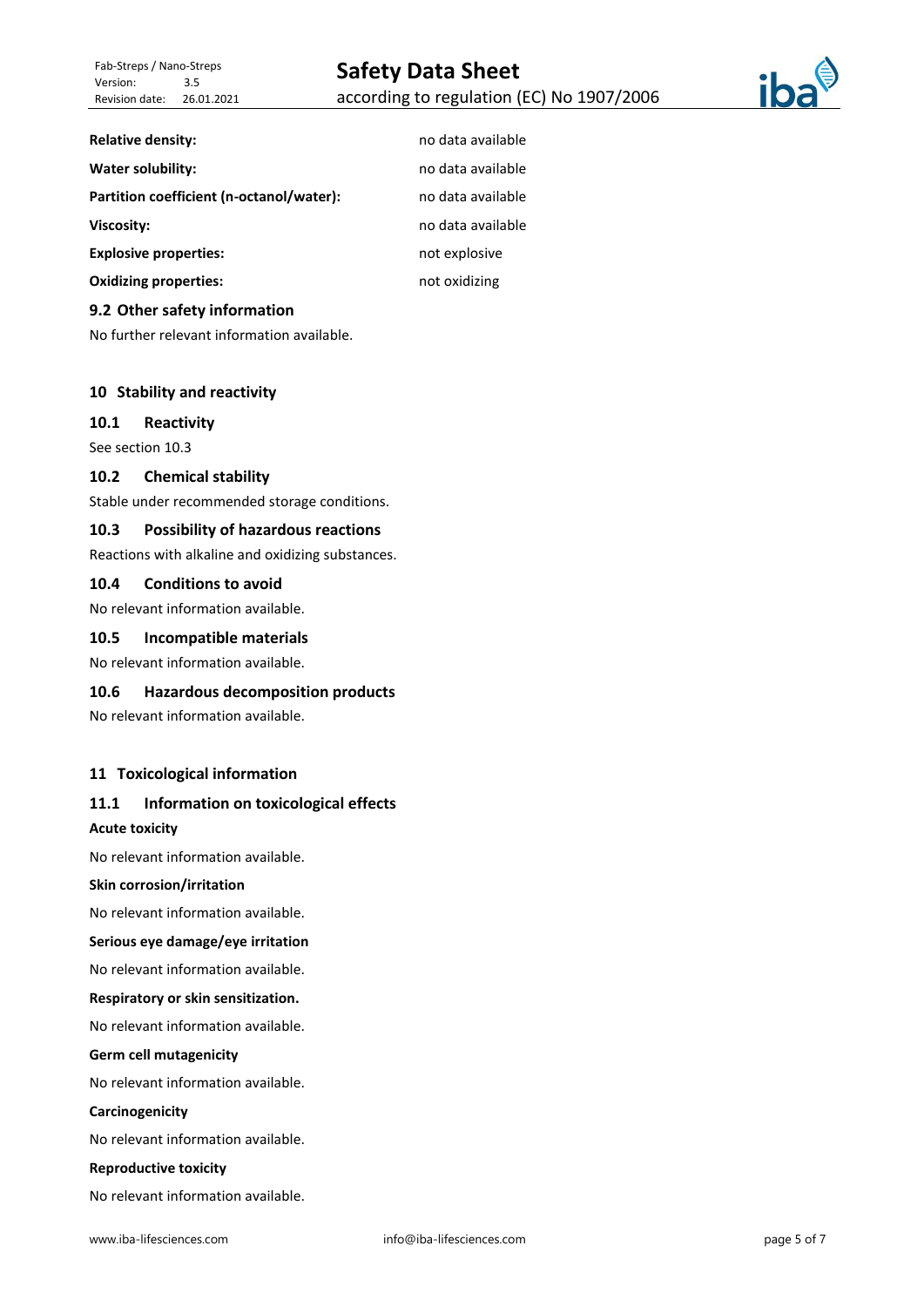| | |
|---|---|
| **Relative density:** | no data available |
| **Water solubility:** | no data available |
| **Partition coefficient (n-octanol/water):** | no data available |
| **Viscosity:** | no data available |
| **Explosive properties:** | not explosive |
| **Oxidizing properties:** | not oxidizing |

### 9.2 Other safety information

No further relevant information available.

## 10 Stability and reactivity

### 10.1 Reactivity

See section 10.3

### 10.2 Chemical stability

Stable under recommended storage conditions.

### 10.3 Possibility of hazardous reactions

Reactions with alkaline and oxidizing substances.

### 10.4 Conditions to avoid

No relevant information available.

### 10.5 Incompatible materials

No relevant information available.

### 10.6 Hazardous decomposition products

No relevant information available.

## 11 Toxicological information

### 11.1 Information on toxicological effects

**Acute toxicity**

No relevant information available.

**Skin corrosion/irritation**

No relevant information available.

**Serious eye damage/eye irritation**

No relevant information available.

**Respiratory or skin sensitization.**

No relevant information available.

**Germ cell mutagenicity**

No relevant information available.

**Carcinogenicity**

No relevant information available.

**Reproductive toxicity**

No relevant information available.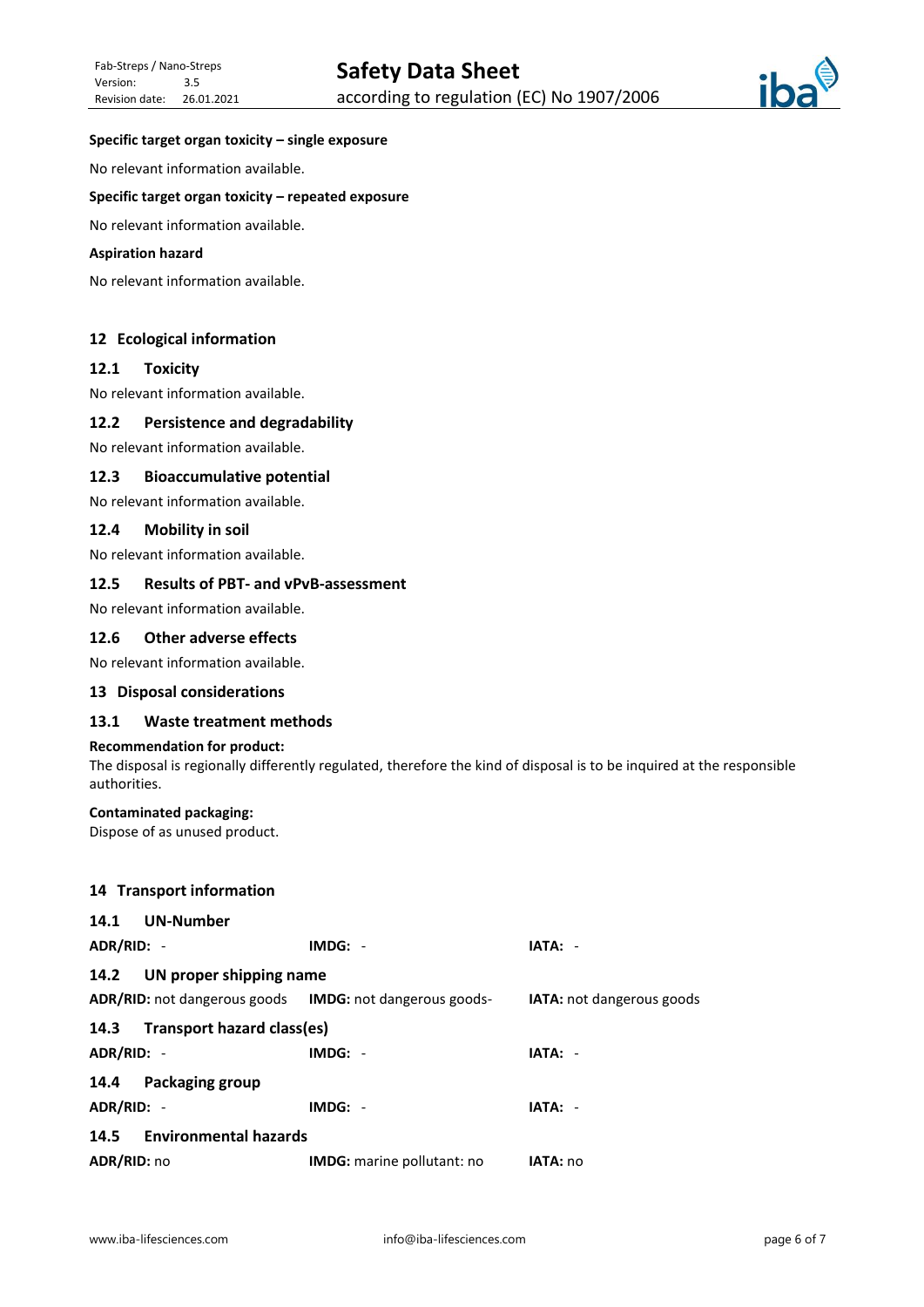**Specific target organ toxicity – single exposure**

No relevant information available.

**Specific target organ toxicity – repeated exposure**

No relevant information available.

**Aspiration hazard**

No relevant information available.

## 12 Ecological information

### 12.1 Toxicity

No relevant information available.

### 12.2 Persistence and degradability

No relevant information available.

### 12.3 Bioaccumulative potential

No relevant information available.

### 12.4 Mobility in soil

No relevant information available.

### 12.5 Results of PBT- and vPvB-assessment

No relevant information available.

### 12.6 Other adverse effects

No relevant information available.

## 13 Disposal considerations

### 13.1 Waste treatment methods

**Recommendation for product:**
The disposal is regionally differently regulated, therefore the kind of disposal is to be inquired at the responsible authorities.

**Contaminated packaging:**
Dispose of as unused product.

## 14 Transport information

### 14.1 UN-Number

| | | |
|---|---|---|
| **ADR/RID:** - | **IMDG:** - | **IATA:** - |

### 14.2 UN proper shipping name

| | | |
|---|---|---|
| **ADR/RID:** not dangerous goods | **IMDG:** not dangerous goods- | **IATA:** not dangerous goods |

### 14.3 Transport hazard class(es)

| | | |
|---|---|---|
| **ADR/RID:** - | **IMDG:** - | **IATA:** - |

### 14.4 Packaging group

| | | |
|---|---|---|
| **ADR/RID:** - | **IMDG:** - | **IATA:** - |

### 14.5 Environmental hazards

| | | |
|---|---|---|
| **ADR/RID:** no | **IMDG:** marine pollutant: no | **IATA:** no |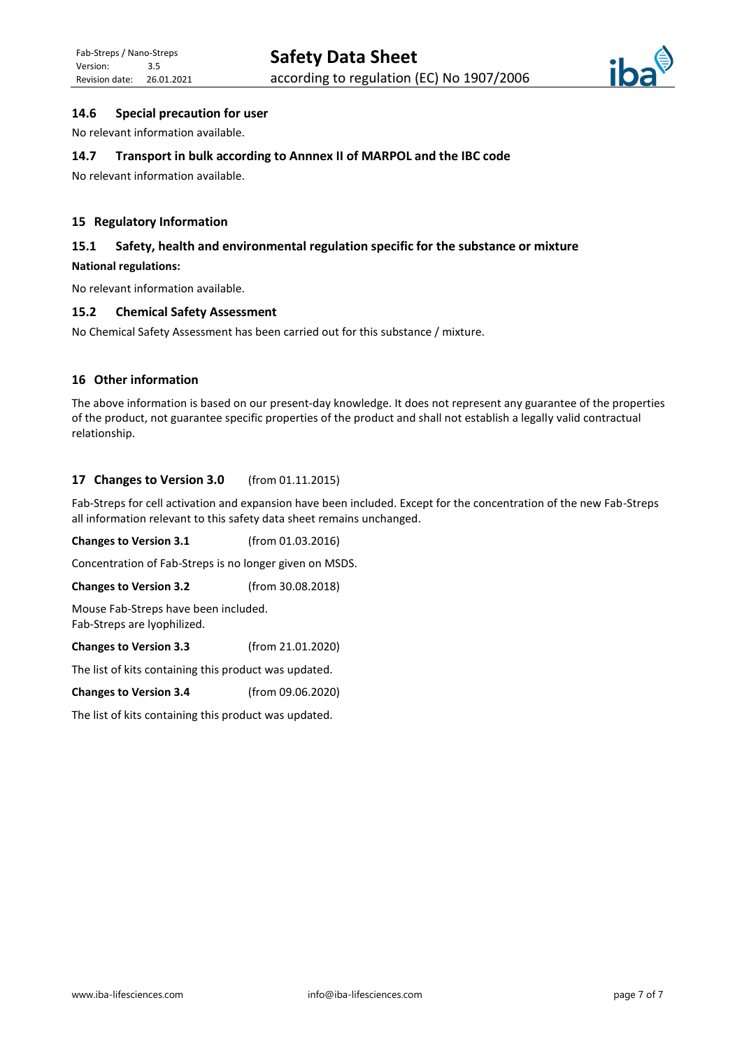### 14.6 Special precaution for user

No relevant information available.

### 14.7 Transport in bulk according to Annnex II of MARPOL and the IBC code

No relevant information available.

## 15 Regulatory Information

### 15.1 Safety, health and environmental regulation specific for the substance or mixture

**National regulations:**

No relevant information available.

### 15.2 Chemical Safety Assessment

No Chemical Safety Assessment has been carried out for this substance / mixture.

## 16 Other information

The above information is based on our present-day knowledge. It does not represent any guarantee of the properties of the product, not guarantee specific properties of the product and shall not establish a legally valid contractual relationship.

## 17 Changes to Version 3.0 (from 01.11.2015)

Fab-Streps for cell activation and expansion have been included. Except for the concentration of the new Fab-Streps all information relevant to this safety data sheet remains unchanged.

**Changes to Version 3.1** (from 01.03.2016)

Concentration of Fab-Streps is no longer given on MSDS.

**Changes to Version 3.2** (from 30.08.2018)

Mouse Fab-Streps have been included.
Fab-Streps are lyophilized.

**Changes to Version 3.3** (from 21.01.2020)

The list of kits containing this product was updated.

**Changes to Version 3.4** (from 09.06.2020)

The list of kits containing this product was updated.